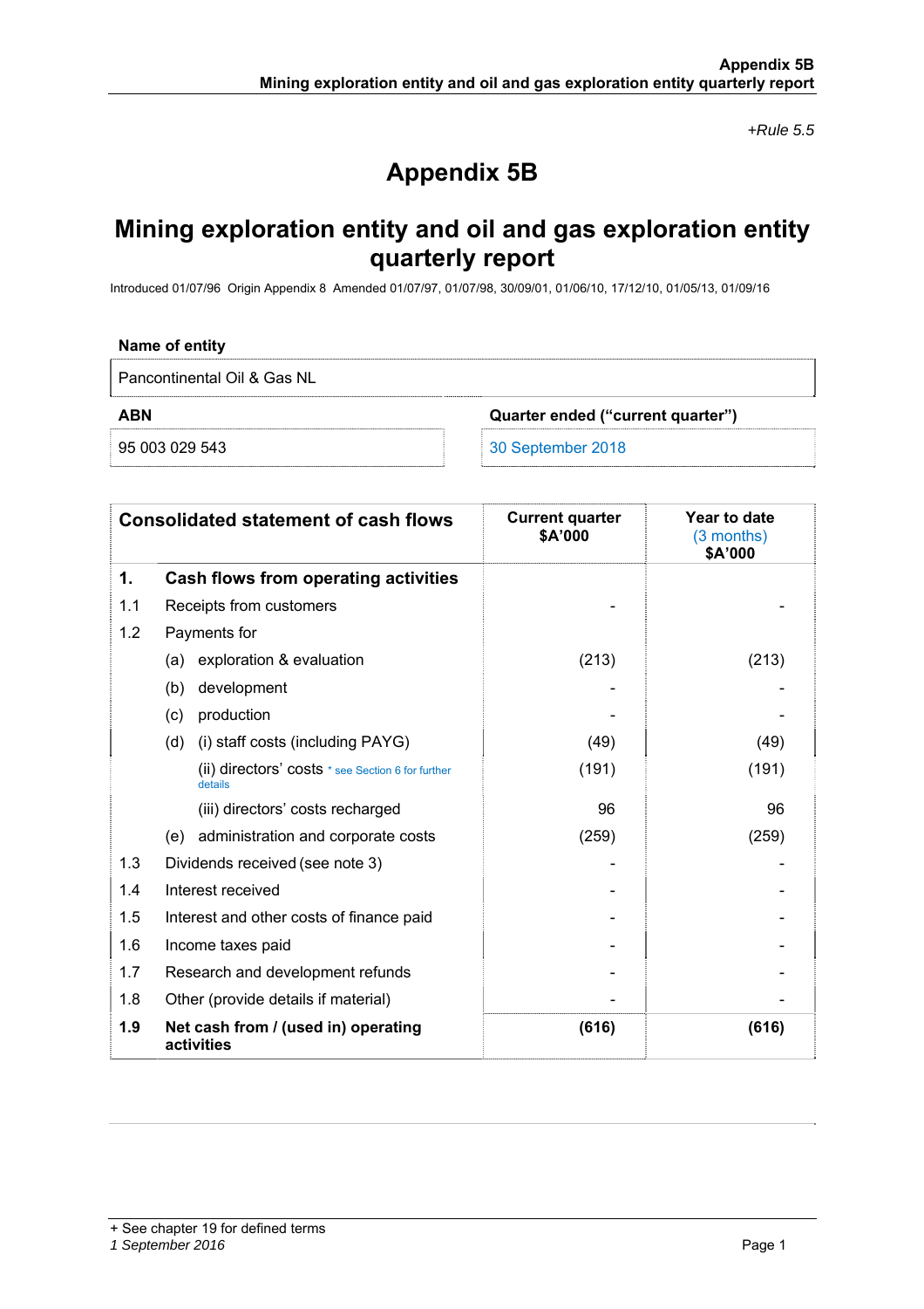*+Rule 5.5*

# Appendix 5B

# Mining exploration entity and oil and gas exploration entity quarterly report

Introduced 01/07/96 Origin Appendix 8 Amended 01/07/97, 01/07/98, 30/09/01, 01/06/10, 17/12/10, 01/05/13, 01/09/16

**Name of entity**

| Pancontinental Oil & Gas NL | |
|---|---|
| **ABN** | **Quarter ended ("current quarter")** |
| 95 003 029 543 | 30 September 2018 |

| | **Consolidated statement of cash flows** | **Current quarter $A'000** | **Year to date (3 months) $A'000** |
|---|---|---|---|
| **1.** | **Cash flows from operating activities** | | |
| 1.1 | Receipts from customers | - | - |
| 1.2 | Payments for | | |
| | (a) exploration & evaluation | (213) | (213) |
| | (b) development | - | - |
| | (c) production | - | - |
| | (d) (i) staff costs (including PAYG) | (49) | (49) |
| | (ii) directors' costs * see Section 6 for further details | (191) | (191) |
| | (iii) directors' costs recharged | 96 | 96 |
| | (e) administration and corporate costs | (259) | (259) |
| 1.3 | Dividends received (see note 3) | - | - |
| 1.4 | Interest received | - | - |
| 1.5 | Interest and other costs of finance paid | - | - |
| 1.6 | Income taxes paid | - | - |
| 1.7 | Research and development refunds | - | - |
| 1.8 | Other (provide details if material) | - | - |
| **1.9** | **Net cash from / (used in) operating activities** | **(616)** | **(616)** |

+ See chapter 19 for defined terms
*1 September 2016*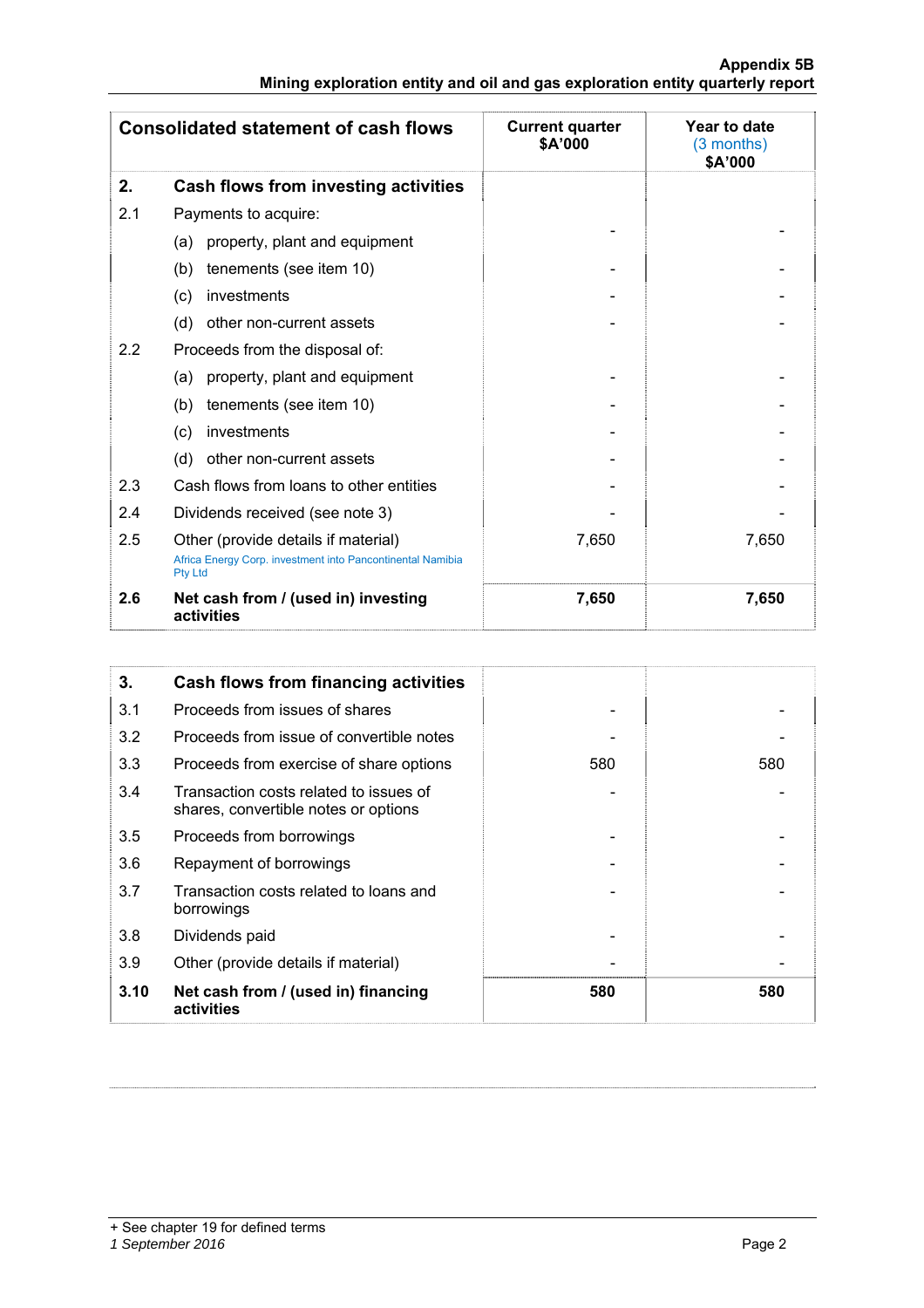| Consolidated statement of cash flows | | Current quarter $A'000 | Year to date (3 months) $A'000 |
|---|---|---|---|
| **2.** | **Cash flows from investing activities** | | |
| 2.1 | Payments to acquire: | | |
| | (a) property, plant and equipment | - | - |
| | (b) tenements (see item 10) | - | - |
| | (c) investments | - | - |
| | (d) other non-current assets | - | - |
| 2.2 | Proceeds from the disposal of: | | |
| | (a) property, plant and equipment | - | - |
| | (b) tenements (see item 10) | - | - |
| | (c) investments | - | - |
| | (d) other non-current assets | - | - |
| 2.3 | Cash flows from loans to other entities | - | - |
| 2.4 | Dividends received (see note 3) | - | - |
| 2.5 | Other (provide details if material) Africa Energy Corp. investment into Pancontinental Namibia Pty Ltd | 7,650 | 7,650 |
| **2.6** | **Net cash from / (used in) investing activities** | **7,650** | **7,650** |

| | | | |
|---|---|---|---|
| **3.** | **Cash flows from financing activities** | | |
| 3.1 | Proceeds from issues of shares | - | - |
| 3.2 | Proceeds from issue of convertible notes | - | - |
| 3.3 | Proceeds from exercise of share options | 580 | 580 |
| 3.4 | Transaction costs related to issues of shares, convertible notes or options | - | - |
| 3.5 | Proceeds from borrowings | - | - |
| 3.6 | Repayment of borrowings | - | - |
| 3.7 | Transaction costs related to loans and borrowings | - | - |
| 3.8 | Dividends paid | - | - |
| 3.9 | Other (provide details if material) | - | - |
| **3.10** | **Net cash from / (used in) financing activities** | **580** | **580** |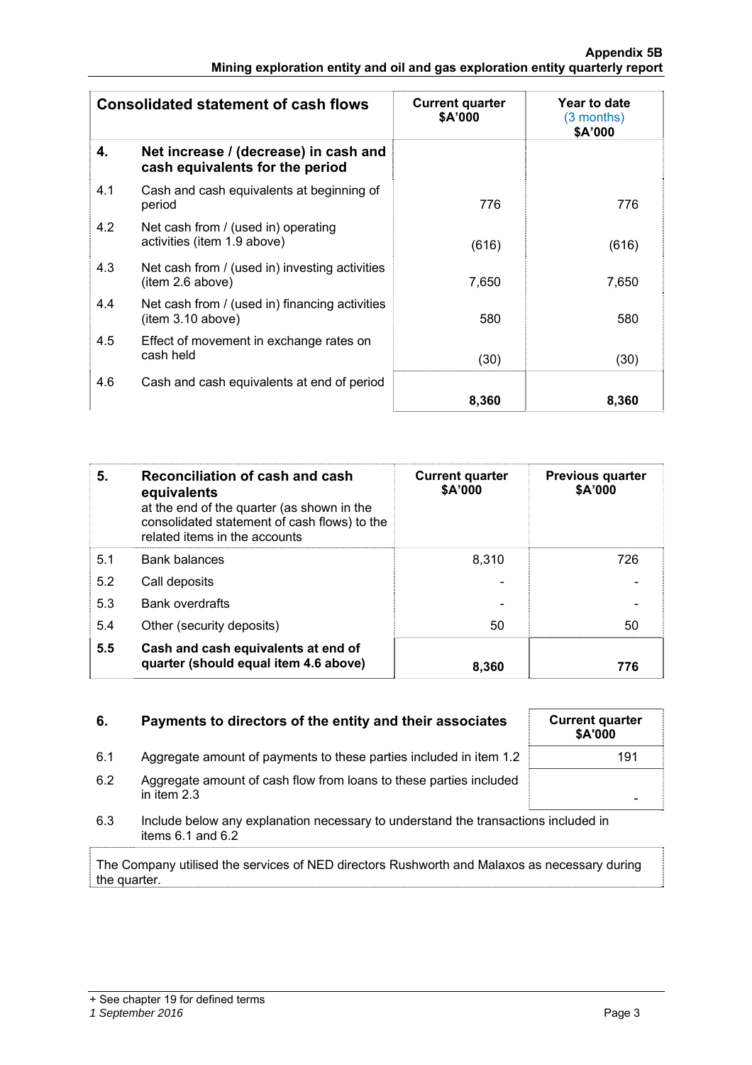| Consolidated statement of cash flows | | Current quarter $A'000 | Year to date (3 months) $A'000 |
|---|---|---|---|
| **4.** | **Net increase / (decrease) in cash and cash equivalents for the period** | | |
| 4.1 | Cash and cash equivalents at beginning of period | 776 | 776 |
| 4.2 | Net cash from / (used in) operating activities (item 1.9 above) | (616) | (616) |
| 4.3 | Net cash from / (used in) investing activities (item 2.6 above) | 7,650 | 7,650 |
| 4.4 | Net cash from / (used in) financing activities (item 3.10 above) | 580 | 580 |
| 4.5 | Effect of movement in exchange rates on cash held | (30) | (30) |
| 4.6 | Cash and cash equivalents at end of period | **8,360** | **8,360** |

| **5.** | **Reconciliation of cash and cash equivalents** at the end of the quarter (as shown in the consolidated statement of cash flows) to the related items in the accounts | Current quarter $A'000 | Previous quarter $A'000 |
|---|---|---|---|
| 5.1 | Bank balances | 8,310 | 726 |
| 5.2 | Call deposits | - | - |
| 5.3 | Bank overdrafts | - | - |
| 5.4 | Other (security deposits) | 50 | 50 |
| **5.5** | **Cash and cash equivalents at end of quarter (should equal item 4.6 above)** | **8,360** | **776** |

| **6.** | **Payments to directors of the entity and their associates** | Current quarter $A'000 |
|---|---|---|
| 6.1 | Aggregate amount of payments to these parties included in item 1.2 | 191 |
| 6.2 | Aggregate amount of cash flow from loans to these parties included in item 2.3 | - |

6.3 Include below any explanation necessary to understand the transactions included in items 6.1 and 6.2

The Company utilised the services of NED directors Rushworth and Malaxos as necessary during the quarter.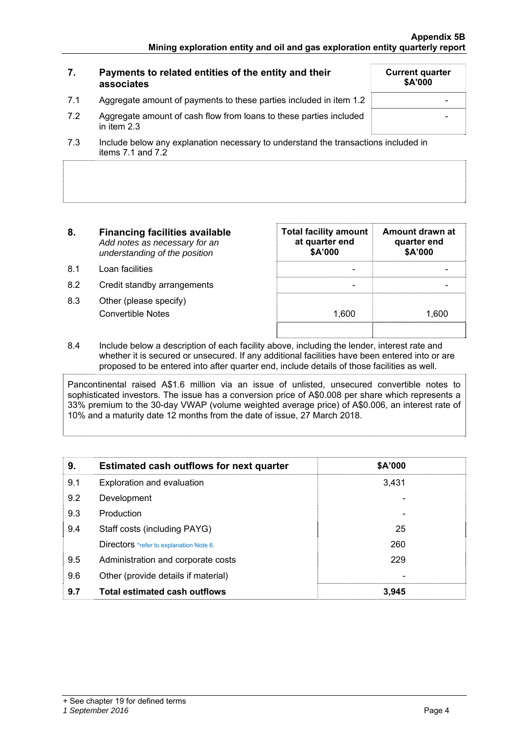| 7. | Payments to related entities of the entity and their associates | Current quarter $A'000 |
|---|---|---|
| 7.1 | Aggregate amount of payments to these parties included in item 1.2 | - |
| 7.2 | Aggregate amount of cash flow from loans to these parties included in item 2.3 | - |
| 7.3 | Include below any explanation necessary to understand the transactions included in items 7.1 and 7.2 | |

| 8. | Financing facilities available *Add notes as necessary for an understanding of the position* | Total facility amount at quarter end $A'000 | Amount drawn at quarter end $A'000 |
|---|---|---|---|
| 8.1 | Loan facilities | - | - |
| 8.2 | Credit standby arrangements | - | - |
| 8.3 | Other (please specify) Convertible Notes | 1,600 | 1,600 |

8.4 Include below a description of each facility above, including the lender, interest rate and whether it is secured or unsecured. If any additional facilities have been entered into or are proposed to be entered into after quarter end, include details of those facilities as well.

Pancontinental raised A$1.6 million via an issue of unlisted, unsecured convertible notes to sophisticated investors. The issue has a conversion price of A$0.008 per share which represents a 33% premium to the 30-day VWAP (volume weighted average price) of A$0.006, an interest rate of 10% and a maturity date 12 months from the date of issue, 27 March 2018.

| 9. | Estimated cash outflows for next quarter | $A'000 |
|---|---|---|
| 9.1 | Exploration and evaluation | 3,431 |
| 9.2 | Development | - |
| 9.3 | Production | - |
| 9.4 | Staff costs (including PAYG) | 25 |
| | Directors *refer to explanation Note 6. | 260 |
| 9.5 | Administration and corporate costs | 229 |
| 9.6 | Other (provide details if material) | - |
| **9.7** | **Total estimated cash outflows** | **3,945** |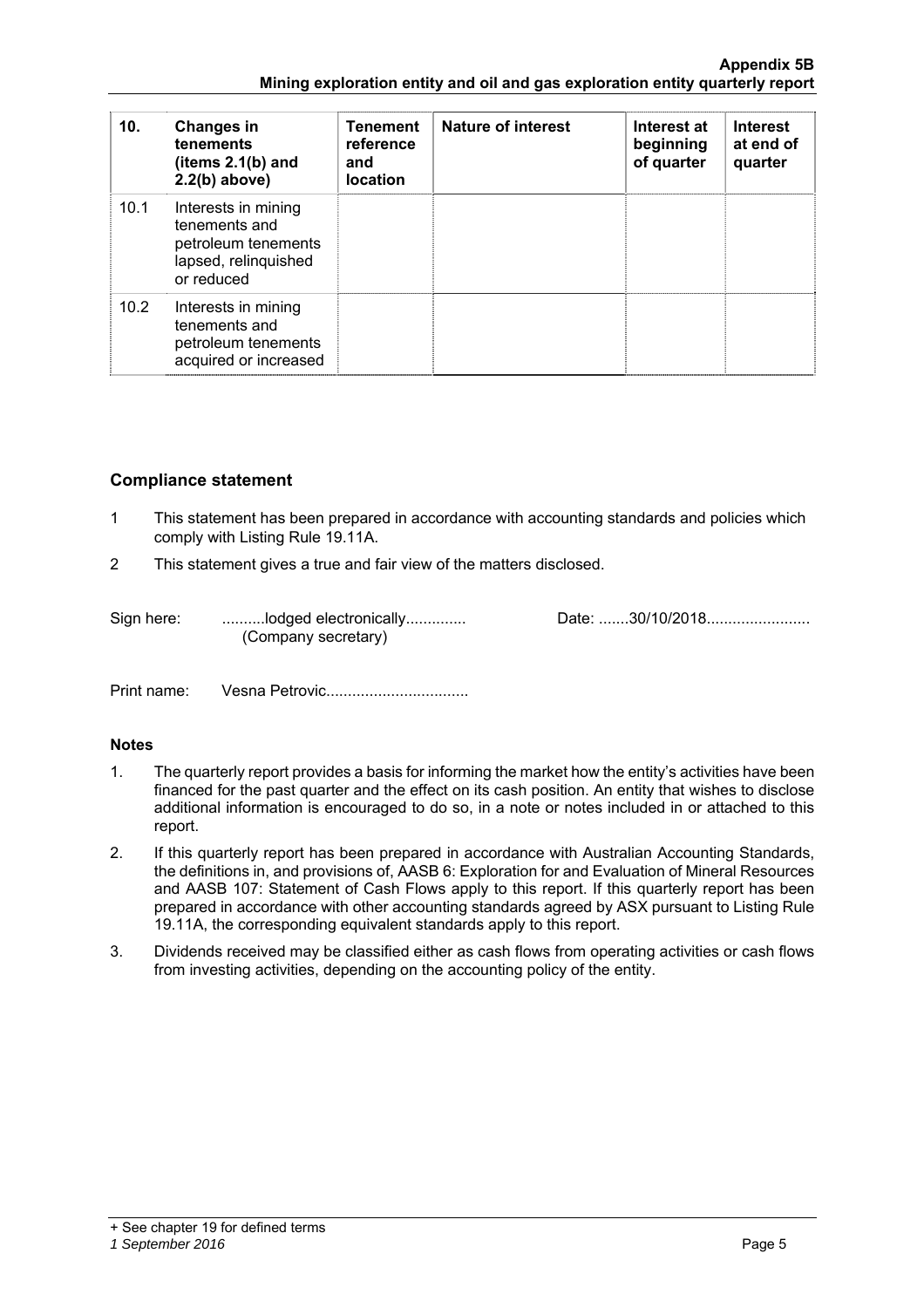| 10. | Changes in tenements (items 2.1(b) and 2.2(b) above) | Tenement reference and location | Nature of interest | Interest at beginning of quarter | Interest at end of quarter |
|---|---|---|---|---|---|
| 10.1 | Interests in mining tenements and petroleum tenements lapsed, relinquished or reduced | | | | |
| 10.2 | Interests in mining tenements and petroleum tenements acquired or increased | | | | |

## Compliance statement

1 This statement has been prepared in accordance with accounting standards and policies which comply with Listing Rule 19.11A.

2 This statement gives a true and fair view of the matters disclosed.

Sign here: ..........lodged electronically.............. Date: .......30/10/2018........................
(Company secretary)

Print name: Vesna Petrovic.................................

### Notes

1. The quarterly report provides a basis for informing the market how the entity's activities have been financed for the past quarter and the effect on its cash position. An entity that wishes to disclose additional information is encouraged to do so, in a note or notes included in or attached to this report.
2. If this quarterly report has been prepared in accordance with Australian Accounting Standards, the definitions in, and provisions of, AASB 6: Exploration for and Evaluation of Mineral Resources and AASB 107: Statement of Cash Flows apply to this report. If this quarterly report has been prepared in accordance with other accounting standards agreed by ASX pursuant to Listing Rule 19.11A, the corresponding equivalent standards apply to this report.
3. Dividends received may be classified either as cash flows from operating activities or cash flows from investing activities, depending on the accounting policy of the entity.